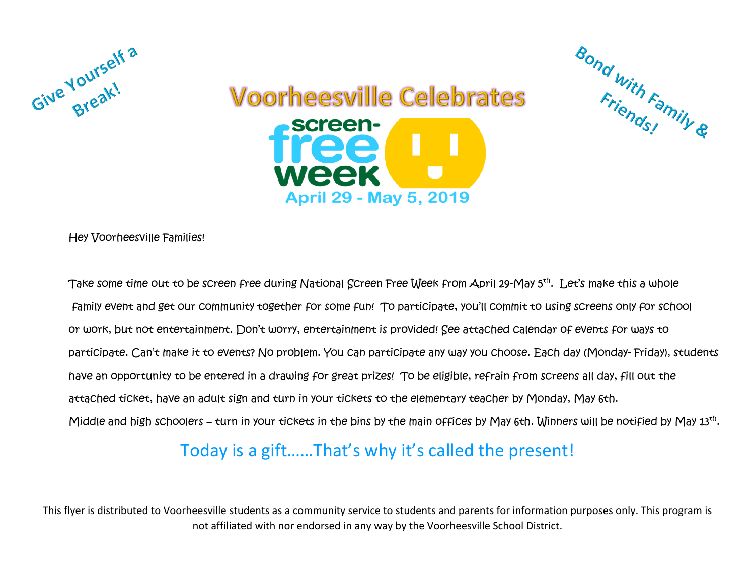Give Yourself a Break!

# Voorheesville Celebrates

screen-free week

April 29 - May 5, 2019

Bond with Family & Friends!

Hey Voorheesville Families!

Take some time out to be screen free during National Screen Free Week from April 29-May 5th. Let's make this a whole family event and get our community together for some fun! To participate, you'll commit to using screens only for school or work, but not entertainment. Don't worry, entertainment is provided! See attached calendar of events for ways to participate. Can't make it to events? No problem. You can participate any way you choose. Each day (Monday- Friday), students have an opportunity to be entered in a drawing for great prizes! To be eligible, refrain from screens all day, fill out the attached ticket, have an adult sign and turn in your tickets to the elementary teacher by Monday, May 6th. Middle and high schoolers – turn in your tickets in the bins by the main offices by May 6th. Winners will be notified by May 13th.

## Today is a gift……That's why it's called the present!

This flyer is distributed to Voorheesville students as a community service to students and parents for information purposes only. This program is not affiliated with nor endorsed in any way by the Voorheesville School District.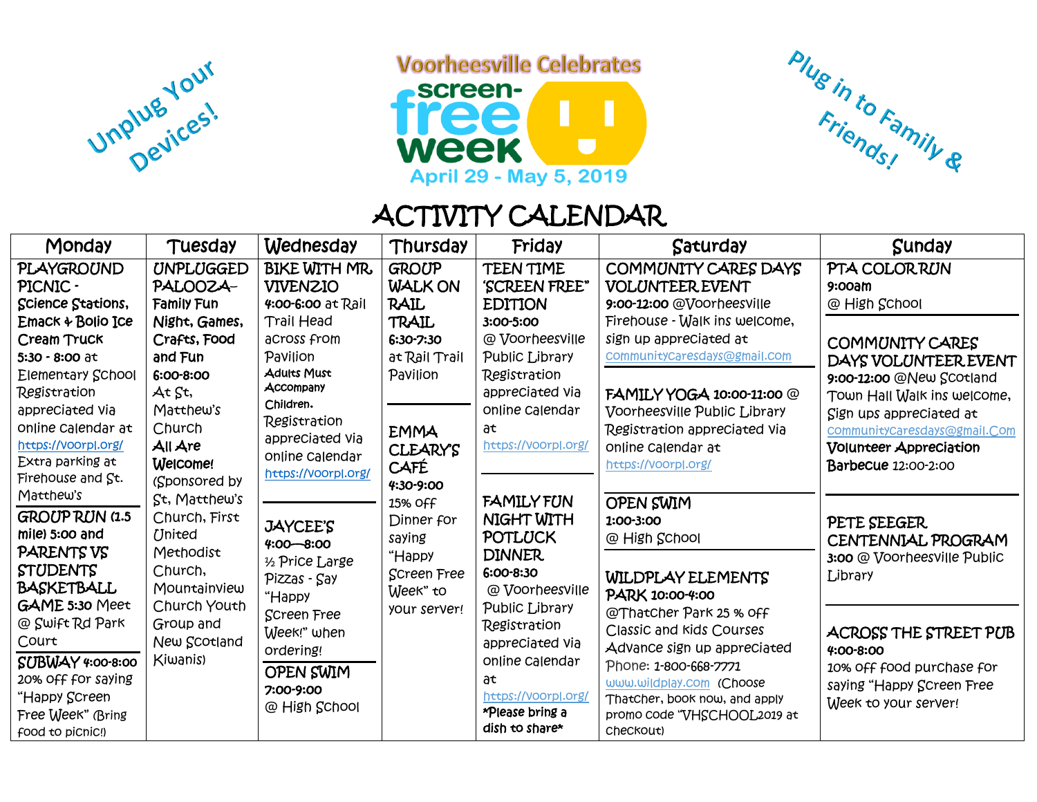Unplug Your Devices!

Voorheesville Celebrates

# screen-free week

April 29 - May 5, 2019

Plug in to Family & Friends!

# ACTIVITY CALENDAR

| Monday | Tuesday | Wednesday | Thursday | Friday | Saturday | Sunday |
|---|---|---|---|---|---|---|
| **PLAYGROUND PICNIC - Science Stations, Emack & Bolio Ice Cream Truck** **5:30 - 8:00** at Elementary School Registration appreciated via online calendar at https://voorpl.org/ Extra parking at Firehouse and St. Matthew's<br><br>**GROUP RUN (1.5 mile) 5:00 and PARENTS VS STUDENTS BASKETBALL GAME 5:30** Meet @ Swift Rd Park Court<br><br>**SUBWAY 4:00-8:00** 20% off for saying "Happy Screen Free Week" (Bring food to picnic!) | **UNPLUGGED PALOOZA– Family Fun Night, Games, Crafts, Food and Fun** **6:00-8:00** At St, Matthew's Church **All Are Welcome!** (Sponsored by St, Matthew's Church, First United Methodist Church, Mountainview Church Youth Group and New Scotland Kiwanis) | **BIKE WITH MR VIVENZIO** **4:00-6:00** at Rail Trail Head across from Pavilion **Adults Must Accompany Children.** Registration appreciated via online calendar https://voorpl.org/<br><br>**JAYCEE'S** **4:00—8:00** ½ Price Large Pizzas - Say "Happy Screen Free Week!" when ordering!<br><br>**OPEN SWIM** **7:00-9:00** @ High School | **GROUP WALK ON RAIL TRAIL** **6:30-7:30** at Rail Trail Pavilion<br><br>**EMMA CLEARY'S CAFÉ** **4:30-9:00** 15% off Dinner for saying "Happy Screen Free Week" to your server! | **TEEN TIME 'SCREEN FREE" EDITION** **3:00-5:00** @ Voorheesville Public Library Registration appreciated via online calendar at https://voorpl.org/<br><br>**FAMILY FUN NIGHT WITH POTLUCK DINNER** **6:00-8:30** @ Voorheesville Public Library Registration appreciated via online calendar at https://voorpl.org/ **\*Please bring a dish to share\*** | **COMMUNITY CARES DAYS VOLUNTEER EVENT** **9:00-12:00** @Voorheesville Firehouse - Walk ins welcome, sign up appreciated at communitycaresdays@gmail.com<br><br>**FAMILY YOGA 10:00-11:00** @ Voorheesville Public Library Registration appreciated via online calendar at https://voorpl.org/<br><br>**OPEN SWIM** **1:00-3:00** @ High School<br><br>**WILDPLAY ELEMENTS PARK 10:00-4:00** @Thatcher Park 25 % off Classic and kids Courses Advance sign up appreciated Phone: 1-800-668-7771 www.wildplay.com (Choose Thatcher, book now, and apply promo code "VHSCHOOL2019 at checkout) | **PTA COLOR RUN** **9:00am** @ High School<br><br>**COMMUNITY CARES DAYS VOLUNTEER EVENT** **9:00-12:00** @New Scotland Town Hall Walk ins welcome, Sign ups appreciated at communitycaresdays@gmail.Com **Volunteer Appreciation Barbecue** 12:00-2:00<br><br>**PETE SEEGER CENTENNIAL PROGRAM** **3:00** @ Voorheesville Public Library<br><br>**ACROSS THE STREET PUB** **4:00-8:00** 10% off food purchase for saying "Happy Screen Free Week to your server! |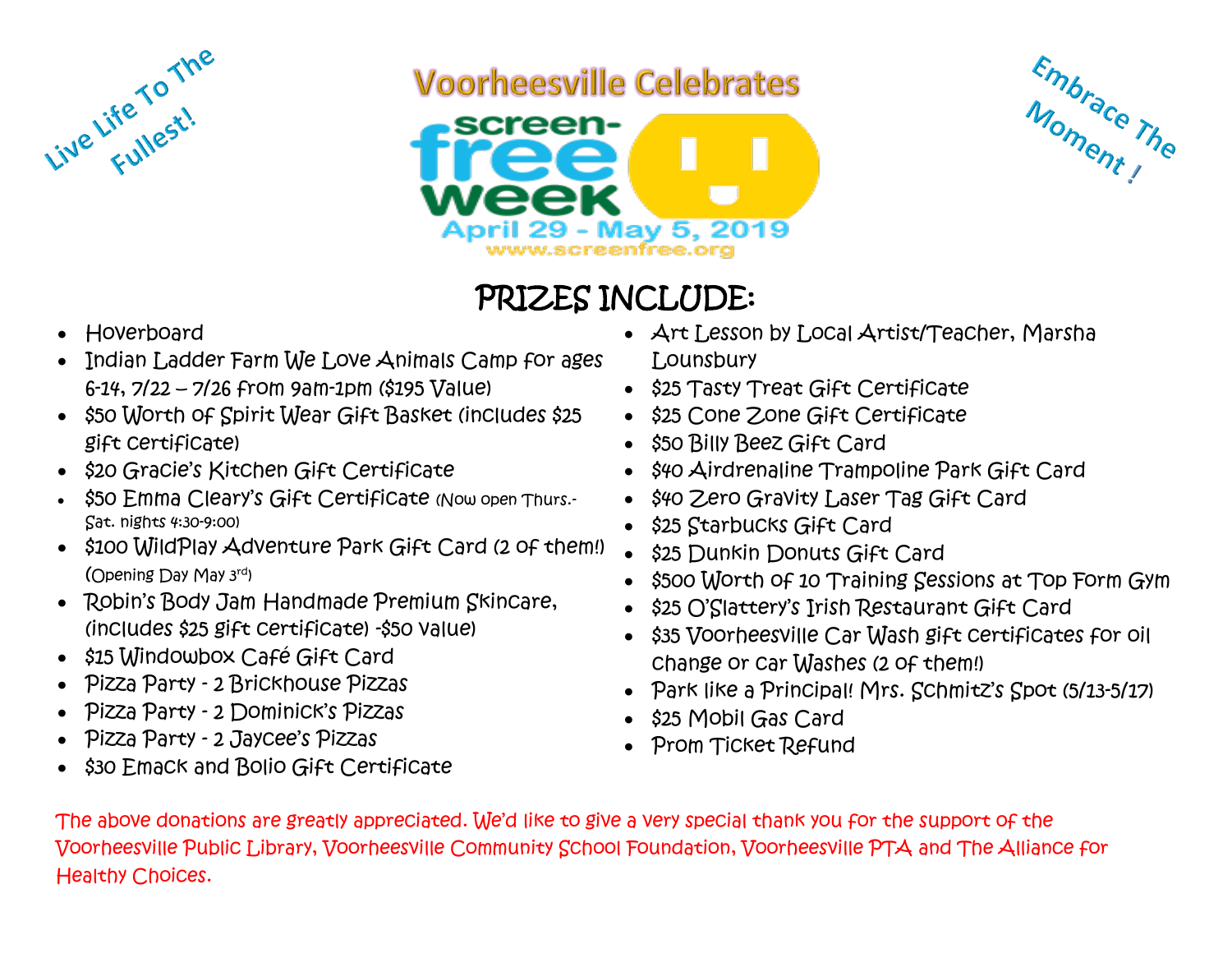Live Life To The Fullest!

# Voorheesville Celebrates

## screen-free week

April 29 - May 5, 2019

www.screenfree.org

Embrace The Moment !

## PRIZES INCLUDE:

- Hoverboard
- Indian Ladder Farm We Love Animals Camp for ages 6-14, 7/22 – 7/26 from 9am-1pm ($195 Value)
- $50 Worth of Spirit Wear Gift Basket (includes $25 gift certificate)
- $20 Gracie's Kitchen Gift Certificate
- $50 Emma Cleary's Gift Certificate (Now open Thurs.-Sat. nights 4:30-9:00)
- $100 WildPlay Adventure Park Gift Card (2 of them!) (Opening Day May 3rd)
- Robin's Body Jam Handmade Premium Skincare, (includes $25 gift certificate) -$50 value)
- $15 Windowbox Café Gift Card
- Pizza Party - 2 Brickhouse Pizzas
- Pizza Party - 2 Dominick's Pizzas
- Pizza Party - 2 Jaycee's Pizzas
- $30 Emack and Bolio Gift Certificate
- Art Lesson by Local Artist/Teacher, Marsha Lounsbury
- $25 Tasty Treat Gift Certificate
- $25 Cone Zone Gift Certificate
- $50 Billy Beez Gift Card
- $40 Airdrenaline Trampoline Park Gift Card
- $40 Zero Gravity Laser Tag Gift Card
- $25 Starbucks Gift Card
- $25 Dunkin Donuts Gift Card
- $500 Worth of 10 Training Sessions at Top Form Gym
- $25 O'Slattery's Irish Restaurant Gift Card
- $35 Voorheesville Car Wash gift certificates for oil change or car washes (2 of them!)
- Park like a Principal! Mrs. Schmitz's Spot (5/13-5/17)
- $25 Mobil Gas Card
- Prom Ticket Refund

The above donations are greatly appreciated. We'd like to give a very special thank you for the support of the Voorheesville Public Library, Voorheesville Community School Foundation, Voorheesville PTA and The Alliance for Healthy Choices.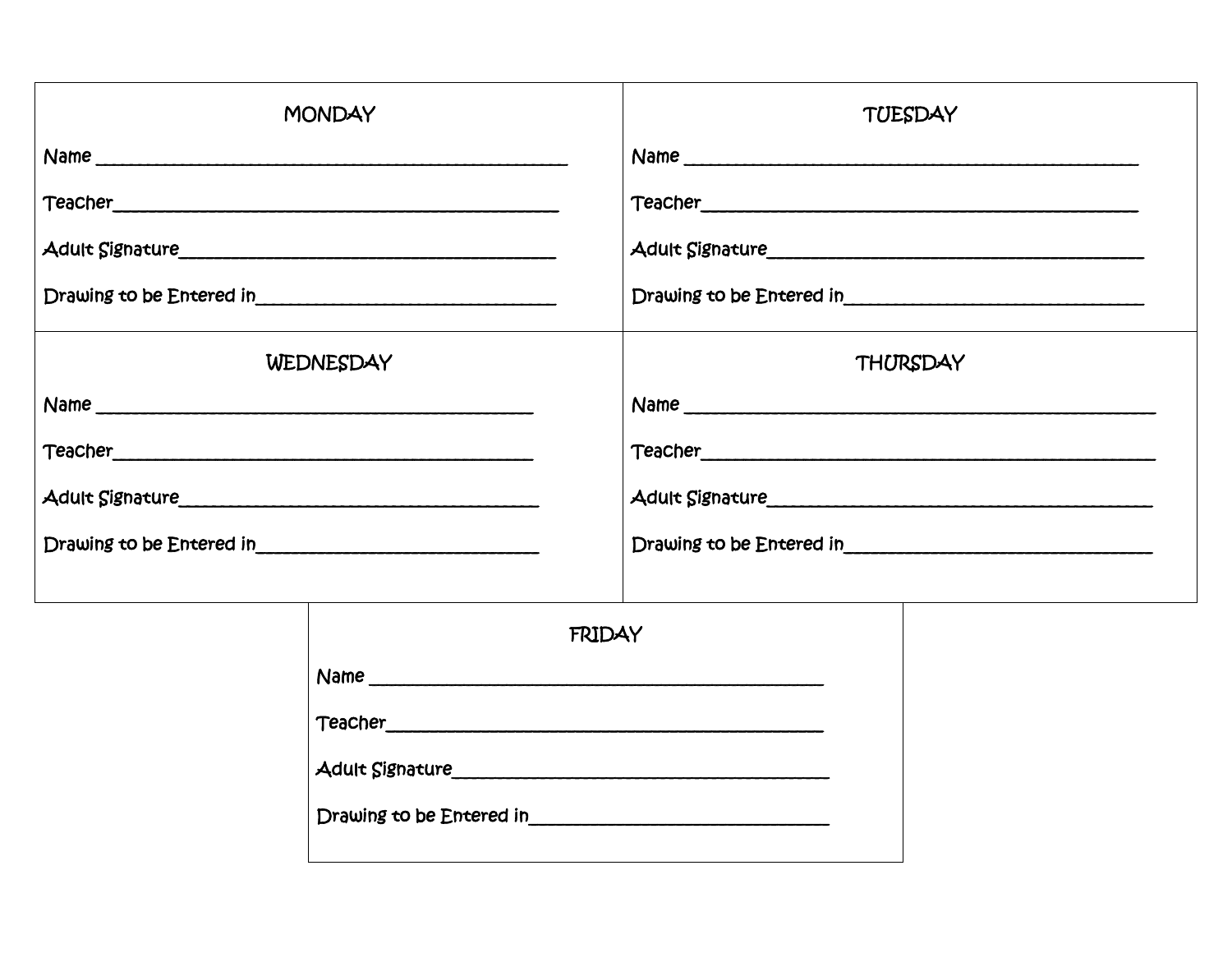## MONDAY

Name ____________________________________________________

Teacher_________________________________________________

Adult Signature__________________________________________

Drawing to be Entered in__________________________________

## TUESDAY

Name ____________________________________________________

Teacher_________________________________________________

Adult Signature__________________________________________

Drawing to be Entered in__________________________________

## WEDNESDAY

Name ________________________________________________

Teacher_______________________________________________

Adult Signature________________________________________

Drawing to be Entered in________________________________

## THURSDAY

Name _____________________________________________________

Teacher___________________________________________________

Adult Signature___________________________________________

Drawing to be Entered in___________________________________

## FRIDAY

Name ___________________________________________________

Teacher_________________________________________________

Adult Signature__________________________________________

Drawing to be Entered in__________________________________